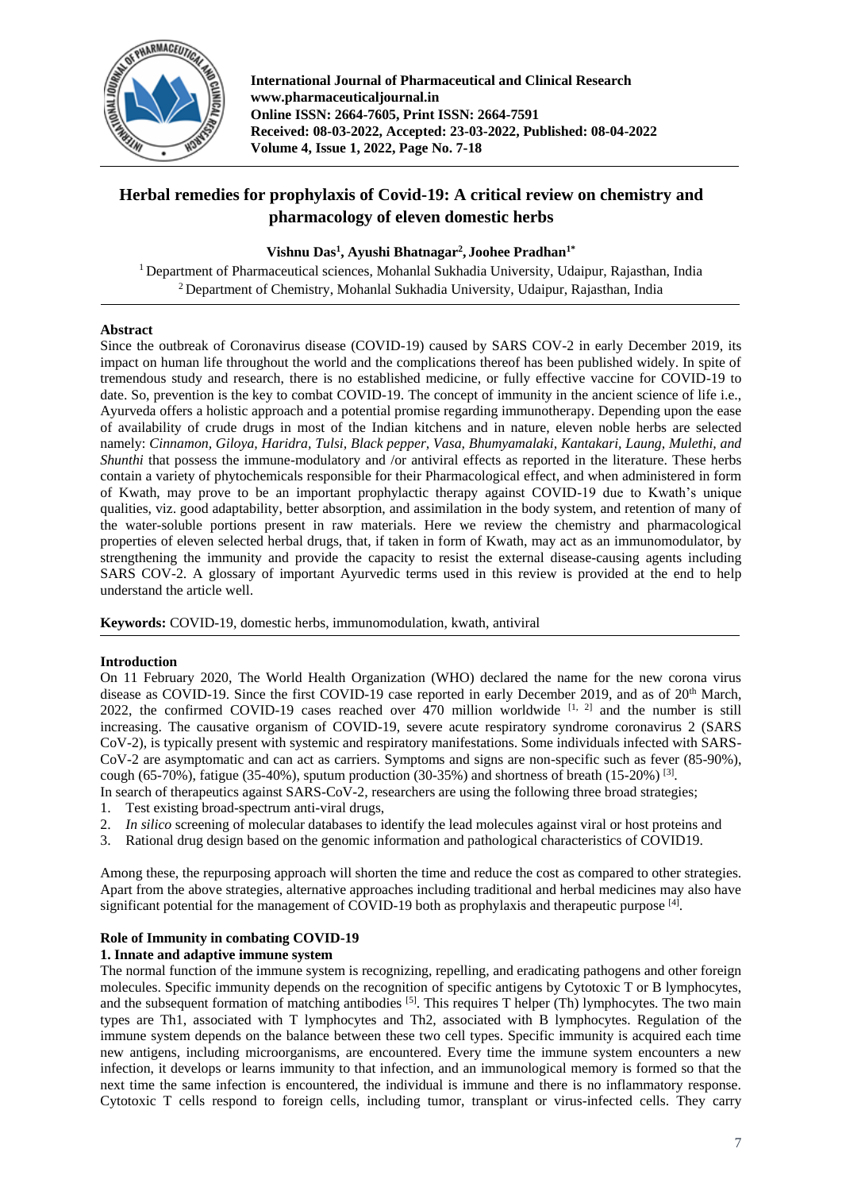International Journal of Pharmaceutical and Clinical Research
www.pharmaceuticaljournal.in
Online ISSN: 2664-7605, Print ISSN: 2664-7591
Received: 08-03-2022, Accepted: 23-03-2022, Published: 08-04-2022
Volume 4, Issue 1, 2022, Page No. 7-18

# Herbal remedies for prophylaxis of Covid-19: A critical review on chemistry and pharmacology of eleven domestic herbs

**Vishnu Das[1], Ayushi Bhatnagar[2], Joohee Pradhan[1*]**

[1] Department of Pharmaceutical sciences, Mohanlal Sukhadia University, Udaipur, Rajasthan, India
[2] Department of Chemistry, Mohanlal Sukhadia University, Udaipur, Rajasthan, India

## Abstract

Since the outbreak of Coronavirus disease (COVID-19) caused by SARS COV-2 in early December 2019, its impact on human life throughout the world and the complications thereof has been published widely. In spite of tremendous study and research, there is no established medicine, or fully effective vaccine for COVID-19 to date. So, prevention is the key to combat COVID-19. The concept of immunity in the ancient science of life i.e., Ayurveda offers a holistic approach and a potential promise regarding immunotherapy. Depending upon the ease of availability of crude drugs in most of the Indian kitchens and in nature, eleven noble herbs are selected namely: *Cinnamon, Giloya, Haridra, Tulsi, Black pepper, Vasa, Bhumyamalaki, Kantakari, Laung, Mulethi, and Shunthi* that possess the immune-modulatory and /or antiviral effects as reported in the literature. These herbs contain a variety of phytochemicals responsible for their Pharmacological effect, and when administered in form of Kwath, may prove to be an important prophylactic therapy against COVID-19 due to Kwath's unique qualities, viz. good adaptability, better absorption, and assimilation in the body system, and retention of many of the water-soluble portions present in raw materials. Here we review the chemistry and pharmacological properties of eleven selected herbal drugs, that, if taken in form of Kwath, may act as an immunomodulator, by strengthening the immunity and provide the capacity to resist the external disease-causing agents including SARS COV-2. A glossary of important Ayurvedic terms used in this review is provided at the end to help understand the article well.

**Keywords:** COVID-19, domestic herbs, immunomodulation, kwath, antiviral

## Introduction

On 11 February 2020, The World Health Organization (WHO) declared the name for the new corona virus disease as COVID-19. Since the first COVID-19 case reported in early December 2019, and as of 20th March, 2022, the confirmed COVID-19 cases reached over 470 million worldwide [1, 2] and the number is still increasing. The causative organism of COVID-19, severe acute respiratory syndrome coronavirus 2 (SARS CoV-2), is typically present with systemic and respiratory manifestations. Some individuals infected with SARS-CoV-2 are asymptomatic and can act as carriers. Symptoms and signs are non-specific such as fever (85-90%), cough (65-70%), fatigue (35-40%), sputum production (30-35%) and shortness of breath (15-20%) [3].

In search of therapeutics against SARS-CoV-2, researchers are using the following three broad strategies;

1. Test existing broad-spectrum anti-viral drugs,
2. *In silico* screening of molecular databases to identify the lead molecules against viral or host proteins and
3. Rational drug design based on the genomic information and pathological characteristics of COVID19.

Among these, the repurposing approach will shorten the time and reduce the cost as compared to other strategies. Apart from the above strategies, alternative approaches including traditional and herbal medicines may also have significant potential for the management of COVID-19 both as prophylaxis and therapeutic purpose [4].

## Role of Immunity in combating COVID-19

### 1. Innate and adaptive immune system

The normal function of the immune system is recognizing, repelling, and eradicating pathogens and other foreign molecules. Specific immunity depends on the recognition of specific antigens by Cytotoxic T or B lymphocytes, and the subsequent formation of matching antibodies [5]. This requires T helper (Th) lymphocytes. The two main types are Th1, associated with T lymphocytes and Th2, associated with B lymphocytes. Regulation of the immune system depends on the balance between these two cell types. Specific immunity is acquired each time new antigens, including microorganisms, are encountered. Every time the immune system encounters a new infection, it develops or learns immunity to that infection, and an immunological memory is formed so that the next time the same infection is encountered, the individual is immune and there is no inflammatory response. Cytotoxic T cells respond to foreign cells, including tumor, transplant or virus-infected cells. They carry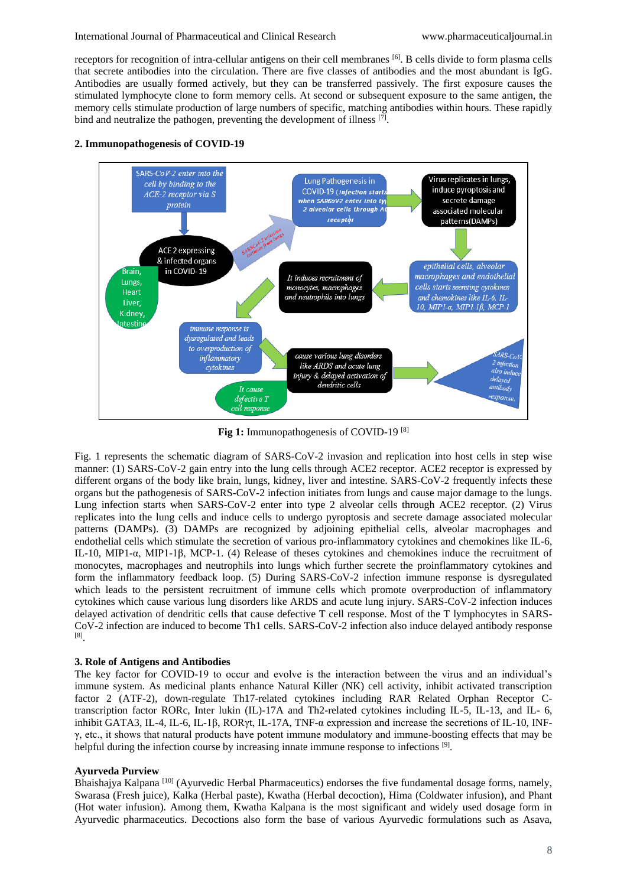receptors for recognition of intra-cellular antigens on their cell membranes [6]. B cells divide to form plasma cells that secrete antibodies into the circulation. There are five classes of antibodies and the most abundant is IgG. Antibodies are usually formed actively, but they can be transferred passively. The first exposure causes the stimulated lymphocyte clone to form memory cells. At second or subsequent exposure to the same antigen, the memory cells stimulate production of large numbers of specific, matching antibodies within hours. These rapidly bind and neutralize the pathogen, preventing the development of illness [7].

## 2. Immunopathogenesis of COVID-19

**Fig 1:** Immunopathogenesis of COVID-19 [8]

Fig. 1 represents the schematic diagram of SARS-CoV-2 invasion and replication into host cells in step wise manner: (1) SARS-CoV-2 gain entry into the lung cells through ACE2 receptor. ACE2 receptor is expressed by different organs of the body like brain, lungs, kidney, liver and intestine. SARS-CoV-2 frequently infects these organs but the pathogenesis of SARS-CoV-2 infection initiates from lungs and cause major damage to the lungs. Lung infection starts when SARS-CoV-2 enter into type 2 alveolar cells through ACE2 receptor. (2) Virus replicates into the lung cells and induce cells to undergo pyroptosis and secrete damage associated molecular patterns (DAMPs). (3) DAMPs are recognized by adjoining epithelial cells, alveolar macrophages and endothelial cells which stimulate the secretion of various pro-inflammatory cytokines and chemokines like IL-6, IL-10, MIP1-α, MIP1-1β, MCP-1. (4) Release of theses cytokines and chemokines induce the recruitment of monocytes, macrophages and neutrophils into lungs which further secrete the proinflammatory cytokines and form the inflammatory feedback loop. (5) During SARS-CoV-2 infection immune response is dysregulated which leads to the persistent recruitment of immune cells which promote overproduction of inflammatory cytokines which cause various lung disorders like ARDS and acute lung injury. SARS-CoV-2 infection induces delayed activation of dendritic cells that cause defective T cell response. Most of the T lymphocytes in SARS-CoV-2 infection are induced to become Th1 cells. SARS-CoV-2 infection also induce delayed antibody response [8].

## 3. Role of Antigens and Antibodies

The key factor for COVID-19 to occur and evolve is the interaction between the virus and an individual's immune system. As medicinal plants enhance Natural Killer (NK) cell activity, inhibit activated transcription factor 2 (ATF-2), down-regulate Th17-related cytokines including RAR Related Orphan Receptor C-transcription factor RORc, Inter lukin (IL)-17A and Th2-related cytokines including IL-5, IL-13, and IL- 6, inhibit GATA3, IL-4, IL-6, IL-1β, RORγt, IL-17A, TNF-α expression and increase the secretions of IL-10, INF-γ, etc., it shows that natural products have potent immune modulatory and immune-boosting effects that may be helpful during the infection course by increasing innate immune response to infections [9].

### Ayurveda Purview

Bhaishajya Kalpana [10] (Ayurvedic Herbal Pharmaceutics) endorses the five fundamental dosage forms, namely, Swarasa (Fresh juice), Kalka (Herbal paste), Kwatha (Herbal decoction), Hima (Coldwater infusion), and Phant (Hot water infusion). Among them, Kwatha Kalpana is the most significant and widely used dosage form in Ayurvedic pharmaceutics. Decoctions also form the base of various Ayurvedic formulations such as Asava,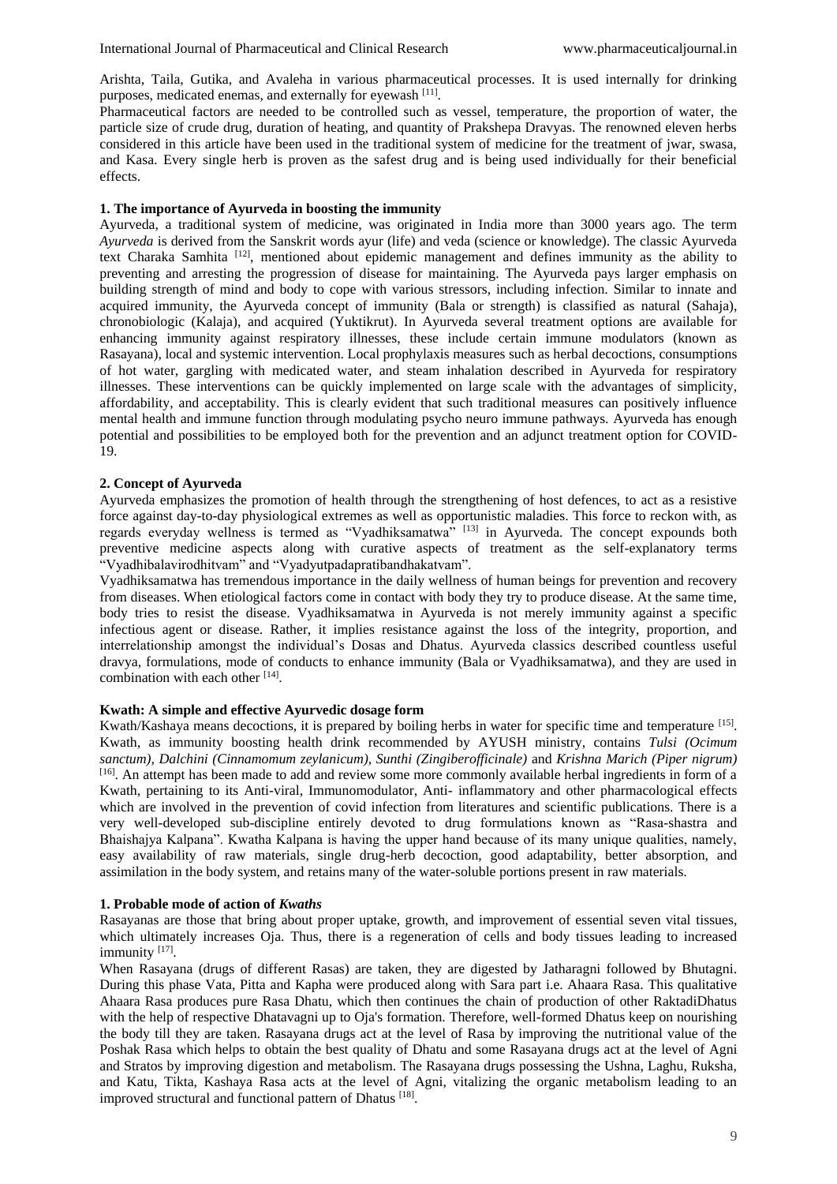Arishta, Taila, Gutika, and Avaleha in various pharmaceutical processes. It is used internally for drinking purposes, medicated enemas, and externally for eyewash [11].

Pharmaceutical factors are needed to be controlled such as vessel, temperature, the proportion of water, the particle size of crude drug, duration of heating, and quantity of Prakshepa Dravyas. The renowned eleven herbs considered in this article have been used in the traditional system of medicine for the treatment of jwar, swasa, and Kasa. Every single herb is proven as the safest drug and is being used individually for their beneficial effects.

### 1. The importance of Ayurveda in boosting the immunity

Ayurveda, a traditional system of medicine, was originated in India more than 3000 years ago. The term *Ayurveda* is derived from the Sanskrit words ayur (life) and veda (science or knowledge). The classic Ayurveda text Charaka Samhita [12], mentioned about epidemic management and defines immunity as the ability to preventing and arresting the progression of disease for maintaining. The Ayurveda pays larger emphasis on building strength of mind and body to cope with various stressors, including infection. Similar to innate and acquired immunity, the Ayurveda concept of immunity (Bala or strength) is classified as natural (Sahaja), chronobiologic (Kalaja), and acquired (Yuktikrut). In Ayurveda several treatment options are available for enhancing immunity against respiratory illnesses, these include certain immune modulators (known as Rasayana), local and systemic intervention. Local prophylaxis measures such as herbal decoctions, consumptions of hot water, gargling with medicated water, and steam inhalation described in Ayurveda for respiratory illnesses. These interventions can be quickly implemented on large scale with the advantages of simplicity, affordability, and acceptability. This is clearly evident that such traditional measures can positively influence mental health and immune function through modulating psycho neuro immune pathways. Ayurveda has enough potential and possibilities to be employed both for the prevention and an adjunct treatment option for COVID-19.

### 2. Concept of Ayurveda

Ayurveda emphasizes the promotion of health through the strengthening of host defences, to act as a resistive force against day-to-day physiological extremes as well as opportunistic maladies. This force to reckon with, as regards everyday wellness is termed as "Vyadhiksamatwa" [13] in Ayurveda. The concept expounds both preventive medicine aspects along with curative aspects of treatment as the self-explanatory terms "Vyadhibalavirodhitvam" and "Vyadyutpadapratibandhakatvam".

Vyadhiksamatwa has tremendous importance in the daily wellness of human beings for prevention and recovery from diseases. When etiological factors come in contact with body they try to produce disease. At the same time, body tries to resist the disease. Vyadhiksamatwa in Ayurveda is not merely immunity against a specific infectious agent or disease. Rather, it implies resistance against the loss of the integrity, proportion, and interrelationship amongst the individual's Dosas and Dhatus. Ayurveda classics described countless useful dravya, formulations, mode of conducts to enhance immunity (Bala or Vyadhiksamatwa), and they are used in combination with each other [14].

### Kwath: A simple and effective Ayurvedic dosage form

Kwath/Kashaya means decoctions, it is prepared by boiling herbs in water for specific time and temperature [15]. Kwath, as immunity boosting health drink recommended by AYUSH ministry, contains *Tulsi (Ocimum sanctum)*, *Dalchini (Cinnamomum zeylanicum)*, *Sunthi (Zingiberofficinale)* and *Krishna Marich (Piper nigrum)* [16]. An attempt has been made to add and review some more commonly available herbal ingredients in form of a Kwath, pertaining to its Anti-viral, Immunomodulator, Anti- inflammatory and other pharmacological effects which are involved in the prevention of covid infection from literatures and scientific publications. There is a very well-developed sub-discipline entirely devoted to drug formulations known as "Rasa-shastra and Bhaishajya Kalpana". Kwatha Kalpana is having the upper hand because of its many unique qualities, namely, easy availability of raw materials, single drug-herb decoction, good adaptability, better absorption, and assimilation in the body system, and retains many of the water-soluble portions present in raw materials.

### 1. Probable mode of action of *Kwaths*

Rasayanas are those that bring about proper uptake, growth, and improvement of essential seven vital tissues, which ultimately increases Oja. Thus, there is a regeneration of cells and body tissues leading to increased immunity [17].

When Rasayana (drugs of different Rasas) are taken, they are digested by Jatharagni followed by Bhutagni. During this phase Vata, Pitta and Kapha were produced along with Sara part i.e. Ahaara Rasa. This qualitative Ahaara Rasa produces pure Rasa Dhatu, which then continues the chain of production of other RaktadiDhatus with the help of respective Dhatavagni up to Oja's formation. Therefore, well-formed Dhatus keep on nourishing the body till they are taken. Rasayana drugs act at the level of Rasa by improving the nutritional value of the Poshak Rasa which helps to obtain the best quality of Dhatu and some Rasayana drugs act at the level of Agni and Stratos by improving digestion and metabolism. The Rasayana drugs possessing the Ushna, Laghu, Ruksha, and Katu, Tikta, Kashaya Rasa acts at the level of Agni, vitalizing the organic metabolism leading to an improved structural and functional pattern of Dhatus [18].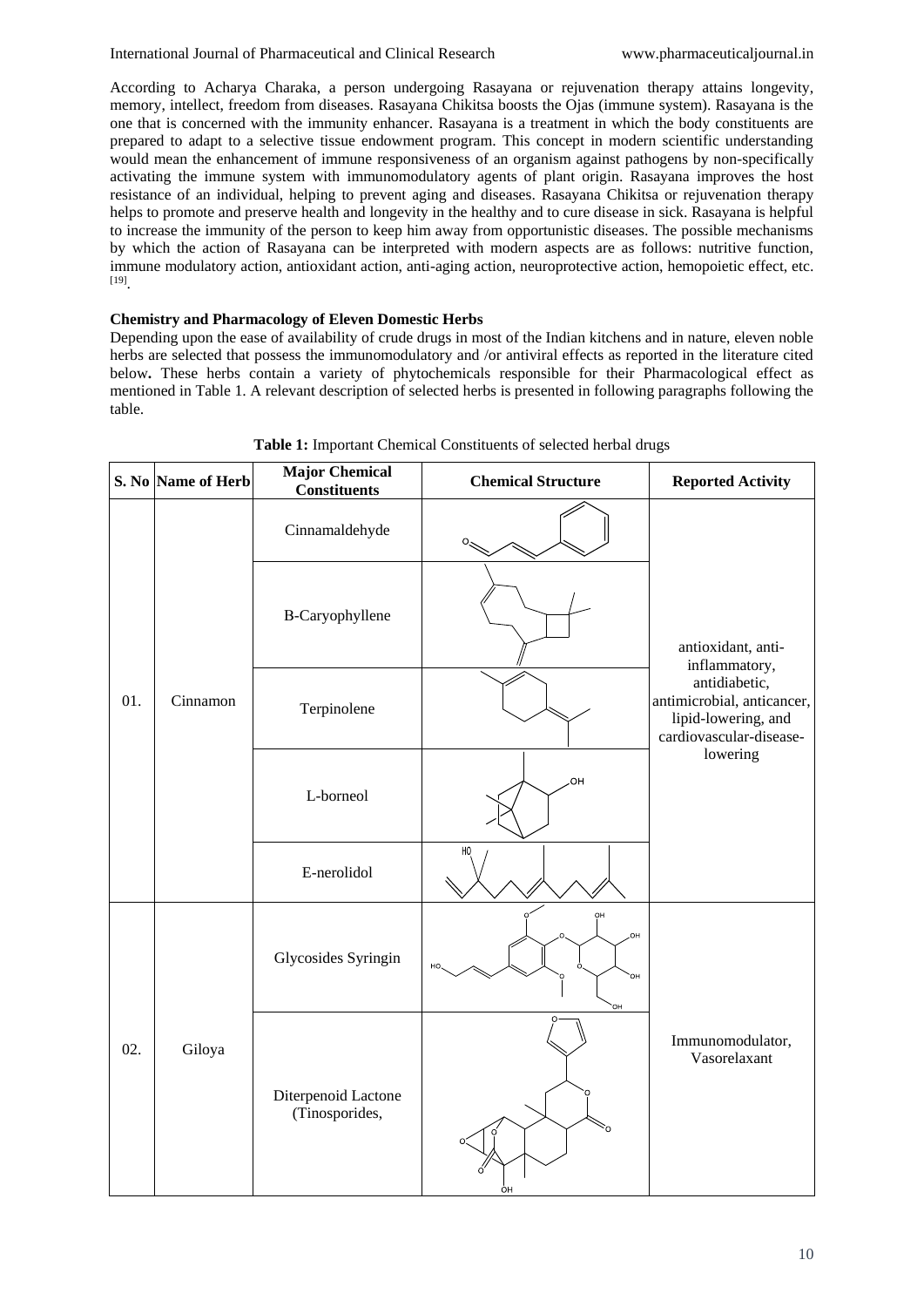According to Acharya Charaka, a person undergoing Rasayana or rejuvenation therapy attains longevity, memory, intellect, freedom from diseases. Rasayana Chikitsa boosts the Ojas (immune system). Rasayana is the one that is concerned with the immunity enhancer. Rasayana is a treatment in which the body constituents are prepared to adapt to a selective tissue endowment program. This concept in modern scientific understanding would mean the enhancement of immune responsiveness of an organism against pathogens by non-specifically activating the immune system with immunomodulatory agents of plant origin. Rasayana improves the host resistance of an individual, helping to prevent aging and diseases. Rasayana Chikitsa or rejuvenation therapy helps to promote and preserve health and longevity in the healthy and to cure disease in sick. Rasayana is helpful to increase the immunity of the person to keep him away from opportunistic diseases. The possible mechanisms by which the action of Rasayana can be interpreted with modern aspects are as follows: nutritive function, immune modulatory action, antioxidant action, anti-aging action, neuroprotective action, hemopoietic effect, etc. [19].

**Chemistry and Pharmacology of Eleven Domestic Herbs**

Depending upon the ease of availability of crude drugs in most of the Indian kitchens and in nature, eleven noble herbs are selected that possess the immunomodulatory and /or antiviral effects as reported in the literature cited below**.** These herbs contain a variety of phytochemicals responsible for their Pharmacological effect as mentioned in Table 1. A relevant description of selected herbs is presented in following paragraphs following the table.

**Table 1:** Important Chemical Constituents of selected herbal drugs

| S. No | Name of Herb | Major Chemical Constituents | Chemical Structure | Reported Activity |
|---|---|---|---|---|
| 01. | Cinnamon | Cinnamaldehyde | | antioxidant, anti-inflammatory, antidiabetic, antimicrobial, anticancer, lipid-lowering, and cardiovascular-disease-lowering |
| | | B-Caryophyllene | | |
| | | Terpinolene | | |
| | | L-borneol | | |
| | | E-nerolidol | | |
| 02. | Giloya | Glycosides Syringin | | Immunomodulator, Vasorelaxant |
| | | Diterpenoid Lactone (Tinosporides, | | |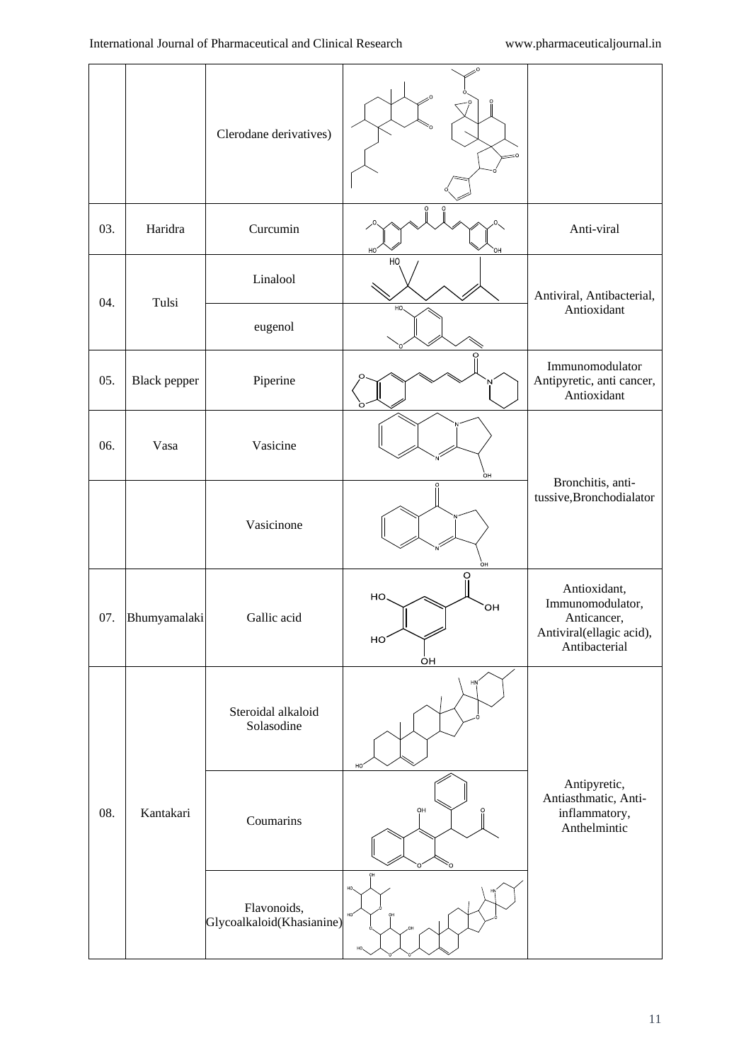|  |  |  |  |  |
|---|---|---|---|---|
|  |  | Clerodane derivatives) |  |  |
| 03. | Haridra | Curcumin |  | Anti-viral |
| 04. | Tulsi | Linalool |  | Antiviral, Antibacterial, Antioxidant |
|  |  | eugenol |  |  |
| 05. | Black pepper | Piperine |  | Immunomodulator Antipyretic, anti cancer, Antioxidant |
| 06. | Vasa | Vasicine |  | Bronchitis, anti-tussive,Bronchodialator |
|  |  | Vasicinone |  |  |
| 07. | Bhumyamalaki | Gallic acid |  | Antioxidant, Immunomodulator, Anticancer, Antiviral(ellagic acid), Antibacterial |
| 08. | Kantakari | Steroidal alkaloid Solasodine |  | Antipyretic, Antiasthmatic, Anti-inflammatory, Anthelmintic |
|  |  | Coumarins |  |  |
|  |  | Flavonoids, Glycoalkaloid(Khasianine) |  |  |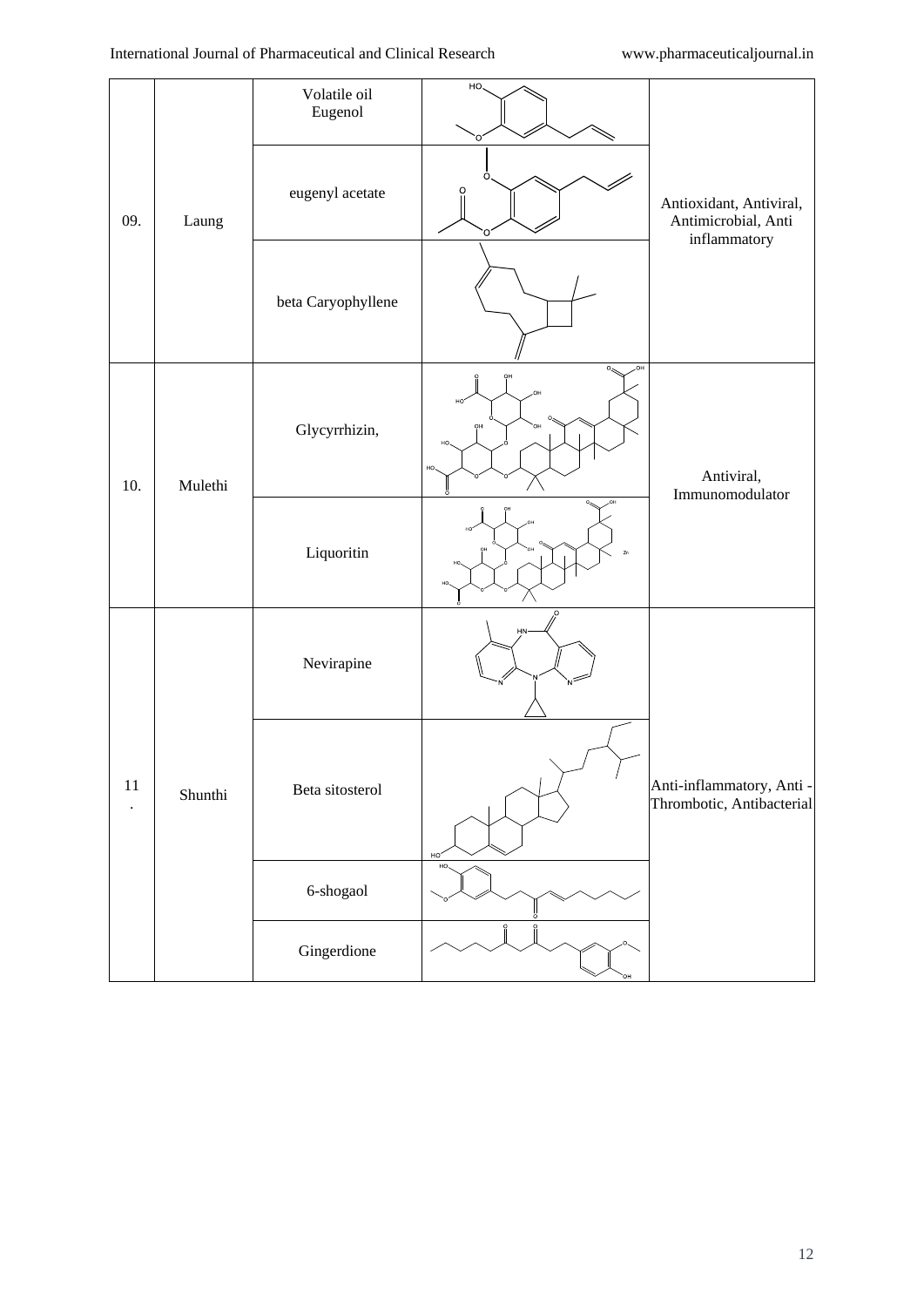| 09. | Laung | Volatile oil Eugenol | | Antioxidant, Antiviral, Antimicrobial, Anti inflammatory |
|---|---|---|---|---|
| | | eugenyl acetate | | |
| | | beta Caryophyllene | | |
| 10. | Mulethi | Glycyrrhizin, | | Antiviral, Immunomodulator |
| | | Liquoritin | | |
| 11. | Shunthi | Nevirapine | | Anti-inflammatory, Anti -Thrombotic, Antibacterial |
| | | Beta sitosterol | | |
| | | 6-shogaol | | |
| | | Gingerdione | | |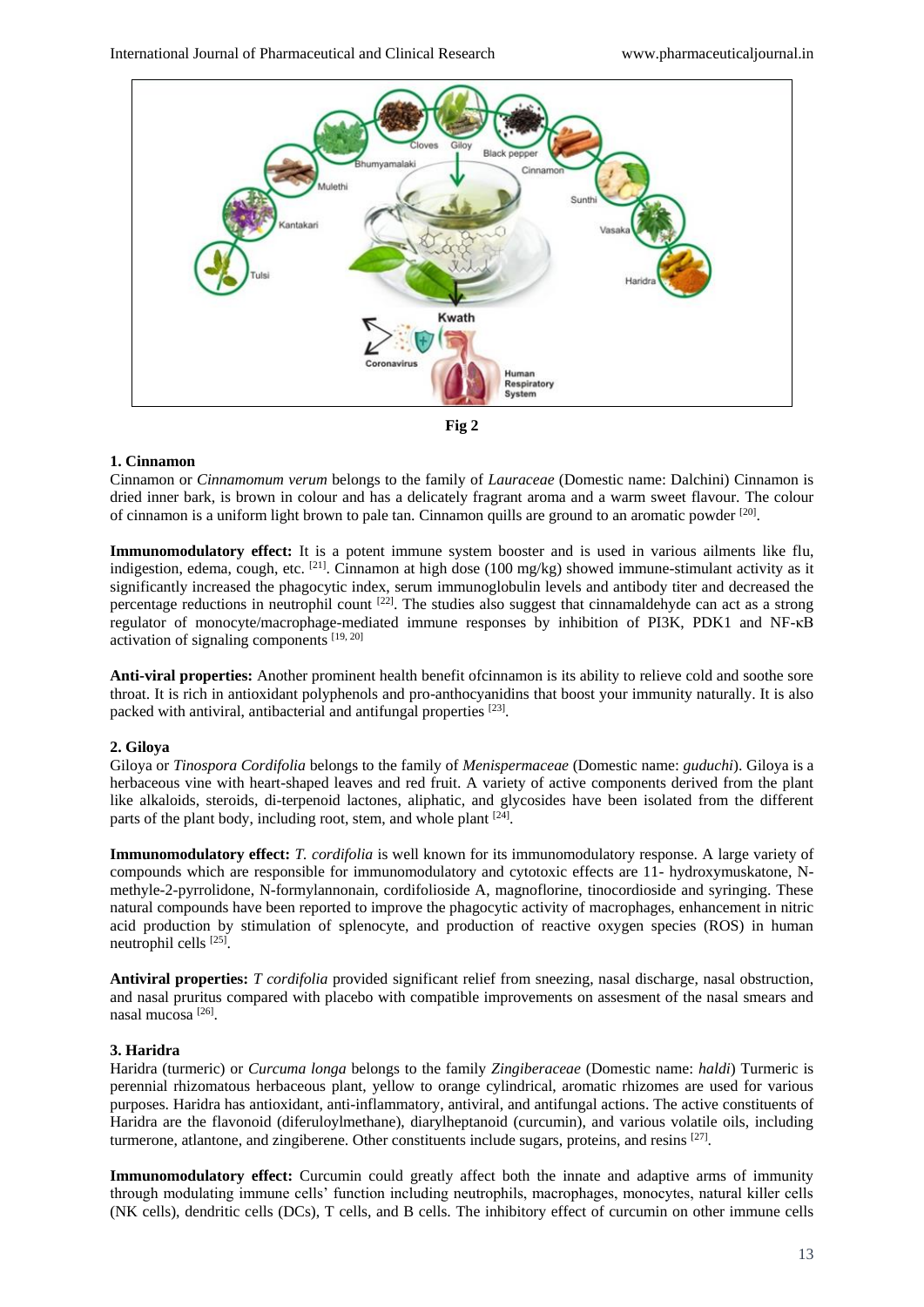Fig 2

### 1. Cinnamon

Cinnamon or *Cinnamomum verum* belongs to the family of *Lauraceae* (Domestic name: Dalchini) Cinnamon is dried inner bark, is brown in colour and has a delicately fragrant aroma and a warm sweet flavour. The colour of cinnamon is a uniform light brown to pale tan. Cinnamon quills are ground to an aromatic powder [20].

**Immunomodulatory effect:** It is a potent immune system booster and is used in various ailments like flu, indigestion, edema, cough, etc. [21]. Cinnamon at high dose (100 mg/kg) showed immune-stimulant activity as it significantly increased the phagocytic index, serum immunoglobulin levels and antibody titer and decreased the percentage reductions in neutrophil count [22]. The studies also suggest that cinnamaldehyde can act as a strong regulator of monocyte/macrophage-mediated immune responses by inhibition of PI3K, PDK1 and NF-κB activation of signaling components [19, 20]

**Anti-viral properties:** Another prominent health benefit ofcinnamon is its ability to relieve cold and soothe sore throat. It is rich in antioxidant polyphenols and pro-anthocyanidins that boost your immunity naturally. It is also packed with antiviral, antibacterial and antifungal properties [23].

### 2. Giloya

Giloya or *Tinospora Cordifolia* belongs to the family of *Menispermaceae* (Domestic name: *guduchi*). Giloya is a herbaceous vine with heart-shaped leaves and red fruit. A variety of active components derived from the plant like alkaloids, steroids, di-terpenoid lactones, aliphatic, and glycosides have been isolated from the different parts of the plant body, including root, stem, and whole plant [24].

**Immunomodulatory effect:** *T. cordifolia* is well known for its immunomodulatory response. A large variety of compounds which are responsible for immunomodulatory and cytotoxic effects are 11- hydroxymuskatone, N-methyle-2-pyrrolidone, N-formylannonain, cordifolioside A, magnoflorine, tinocordioside and syringing. These natural compounds have been reported to improve the phagocytic activity of macrophages, enhancement in nitric acid production by stimulation of splenocyte, and production of reactive oxygen species (ROS) in human neutrophil cells [25].

**Antiviral properties:** *T cordifolia* provided significant relief from sneezing, nasal discharge, nasal obstruction, and nasal pruritus compared with placebo with compatible improvements on assesment of the nasal smears and nasal mucosa [26].

### 3. Haridra

Haridra (turmeric) or *Curcuma longa* belongs to the family *Zingiberaceae* (Domestic name: *haldi*) Turmeric is perennial rhizomatous herbaceous plant, yellow to orange cylindrical, aromatic rhizomes are used for various purposes. Haridra has antioxidant, anti-inflammatory, antiviral, and antifungal actions. The active constituents of Haridra are the flavonoid (diferuloylmethane), diarylheptanoid (curcumin), and various volatile oils, including turmerone, atlantone, and zingiberene. Other constituents include sugars, proteins, and resins [27].

**Immunomodulatory effect:** Curcumin could greatly affect both the innate and adaptive arms of immunity through modulating immune cells' function including neutrophils, macrophages, monocytes, natural killer cells (NK cells), dendritic cells (DCs), T cells, and B cells. The inhibitory effect of curcumin on other immune cells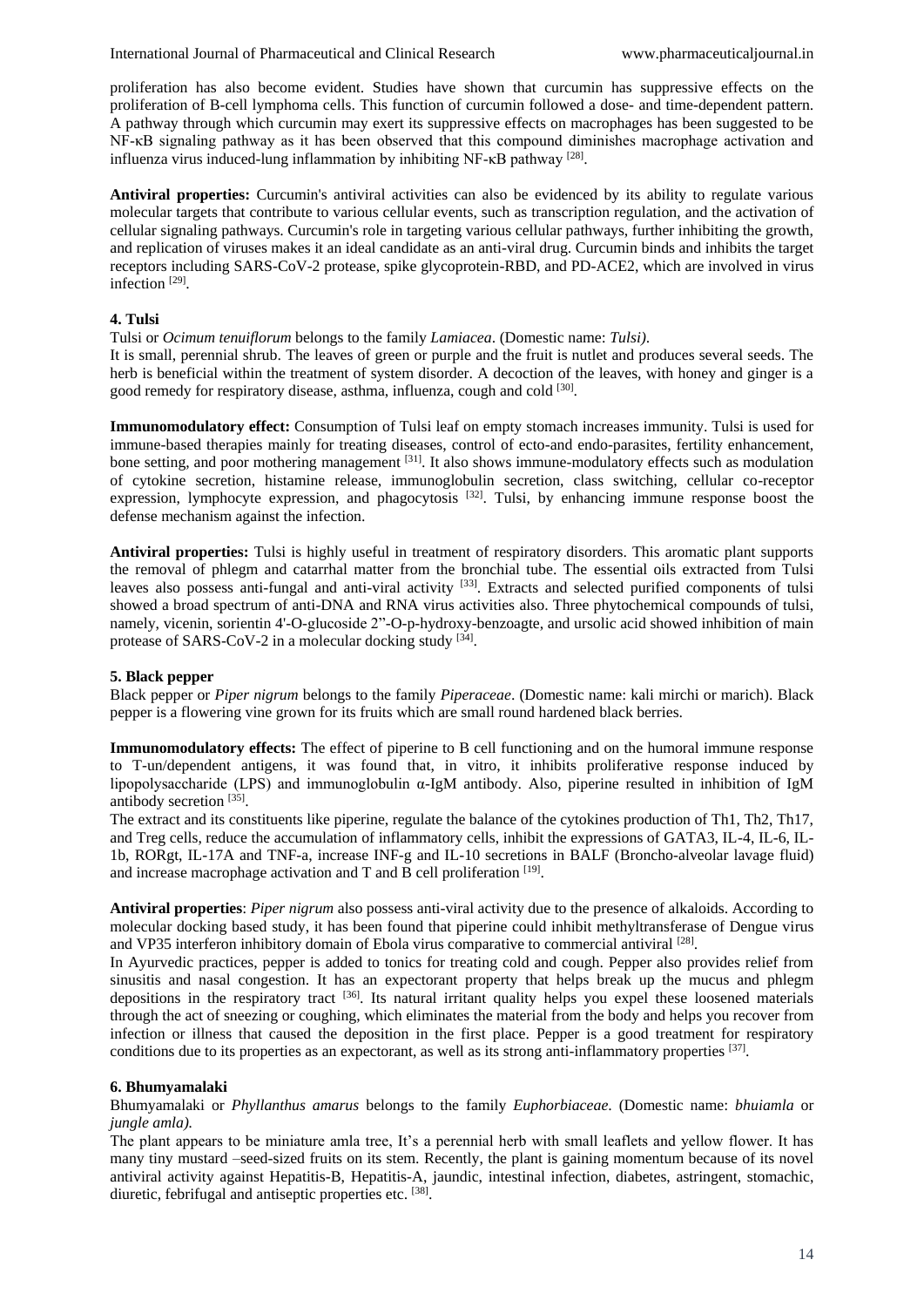proliferation has also become evident. Studies have shown that curcumin has suppressive effects on the proliferation of B-cell lymphoma cells. This function of curcumin followed a dose- and time-dependent pattern. A pathway through which curcumin may exert its suppressive effects on macrophages has been suggested to be NF-κB signaling pathway as it has been observed that this compound diminishes macrophage activation and influenza virus induced-lung inflammation by inhibiting NF-κB pathway [28].

**Antiviral properties:** Curcumin's antiviral activities can also be evidenced by its ability to regulate various molecular targets that contribute to various cellular events, such as transcription regulation, and the activation of cellular signaling pathways. Curcumin's role in targeting various cellular pathways, further inhibiting the growth, and replication of viruses makes it an ideal candidate as an anti-viral drug. Curcumin binds and inhibits the target receptors including SARS-CoV-2 protease, spike glycoprotein-RBD, and PD-ACE2, which are involved in virus infection [29].

### 4. Tulsi

Tulsi or *Ocimum tenuiflorum* belongs to the family *Lamiacea*. (Domestic name: *Tulsi)*.

It is small, perennial shrub. The leaves of green or purple and the fruit is nutlet and produces several seeds. The herb is beneficial within the treatment of system disorder. A decoction of the leaves, with honey and ginger is a good remedy for respiratory disease, asthma, influenza, cough and cold [30].

**Immunomodulatory effect:** Consumption of Tulsi leaf on empty stomach increases immunity. Tulsi is used for immune-based therapies mainly for treating diseases, control of ecto-and endo-parasites, fertility enhancement, bone setting, and poor mothering management [31]. It also shows immune-modulatory effects such as modulation of cytokine secretion, histamine release, immunoglobulin secretion, class switching, cellular co-receptor expression, lymphocyte expression, and phagocytosis [32]. Tulsi, by enhancing immune response boost the defense mechanism against the infection.

**Antiviral properties:** Tulsi is highly useful in treatment of respiratory disorders. This aromatic plant supports the removal of phlegm and catarrhal matter from the bronchial tube. The essential oils extracted from Tulsi leaves also possess anti-fungal and anti-viral activity [33]. Extracts and selected purified components of tulsi showed a broad spectrum of anti-DNA and RNA virus activities also. Three phytochemical compounds of tulsi, namely, vicenin, sorientin 4'-O-glucoside 2"-O-p-hydroxy-benzoagte, and ursolic acid showed inhibition of main protease of SARS-CoV-2 in a molecular docking study [34].

### 5. Black pepper

Black pepper or *Piper nigrum* belongs to the family *Piperaceae*. (Domestic name: kali mirchi or marich). Black pepper is a flowering vine grown for its fruits which are small round hardened black berries.

**Immunomodulatory effects:** The effect of piperine to B cell functioning and on the humoral immune response to T-un/dependent antigens, it was found that, in vitro, it inhibits proliferative response induced by lipopolysaccharide (LPS) and immunoglobulin α-IgM antibody. Also, piperine resulted in inhibition of IgM antibody secretion [35].

The extract and its constituents like piperine, regulate the balance of the cytokines production of Th1, Th2, Th17, and Treg cells, reduce the accumulation of inflammatory cells, inhibit the expressions of GATA3, IL-4, IL-6, IL-1b, RORgt, IL-17A and TNF-a, increase INF-g and IL-10 secretions in BALF (Broncho-alveolar lavage fluid) and increase macrophage activation and T and B cell proliferation [19].

**Antiviral properties**: *Piper nigrum* also possess anti-viral activity due to the presence of alkaloids. According to molecular docking based study, it has been found that piperine could inhibit methyltransferase of Dengue virus and VP35 interferon inhibitory domain of Ebola virus comparative to commercial antiviral [28].

In Ayurvedic practices, pepper is added to tonics for treating cold and cough. Pepper also provides relief from sinusitis and nasal congestion. It has an expectorant property that helps break up the mucus and phlegm depositions in the respiratory tract [36]. Its natural irritant quality helps you expel these loosened materials through the act of sneezing or coughing, which eliminates the material from the body and helps you recover from infection or illness that caused the deposition in the first place. Pepper is a good treatment for respiratory conditions due to its properties as an expectorant, as well as its strong anti-inflammatory properties [37].

### 6. Bhumyamalaki

Bhumyamalaki or *Phyllanthus amarus* belongs to the family *Euphorbiaceae*. (Domestic name: *bhuiamla* or *jungle amla).*

The plant appears to be miniature amla tree, It's a perennial herb with small leaflets and yellow flower. It has many tiny mustard –seed-sized fruits on its stem. Recently, the plant is gaining momentum because of its novel antiviral activity against Hepatitis-B, Hepatitis-A, jaundic, intestinal infection, diabetes, astringent, stomachic, diuretic, febrifugal and antiseptic properties etc. [38].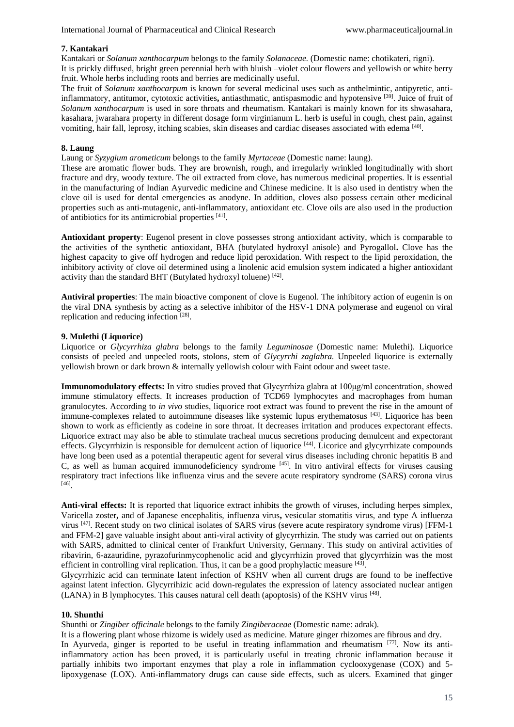### 7. Kantakari

Kantakari or *Solanum xanthocarpum* belongs to the family *Solanaceae.* (Domestic name: chotikateri, rigni).

It is prickly diffused, bright green perennial herb with bluish –violet colour flowers and yellowish or white berry fruit. Whole herbs including roots and berries are medicinally useful.

The fruit of *Solanum xanthocarpum* is known for several medicinal uses such as anthelmintic, antipyretic, anti-inflammatory, antitumor, cytotoxic activities**,** antiasthmatic, antispasmodic and hypotensive [39]. Juice of fruit of *Solanum xanthocarpum* is used in sore throats and rheumatism. Kantakari is mainly known for its shwasahara, kasahara, jwarahara property in different dosage form virginianum L. herb is useful in cough, chest pain, against vomiting, hair fall, leprosy, itching scabies, skin diseases and cardiac diseases associated with edema [40].

### 8. Laung

Laung or *Syzygium arometicum* belongs to the family *Myrtaceae* (Domestic name: laung).

These are aromatic flower buds. They are brownish, rough, and irregularly wrinkled longitudinally with short fracture and dry, woody texture. The oil extracted from clove, has numerous medicinal properties. It is essential in the manufacturing of Indian Ayurvedic medicine and Chinese medicine. It is also used in dentistry when the clove oil is used for dental emergencies as anodyne. In addition, cloves also possess certain other medicinal properties such as anti-mutagenic, anti-inflammatory, antioxidant etc. Clove oils are also used in the production of antibiotics for its antimicrobial properties [41].

**Antioxidant property**: Eugenol present in clove possesses strong antioxidant activity, which is comparable to the activities of the synthetic antioxidant, BHA (butylated hydroxyl anisole) and Pyrogallol**.** Clove has the highest capacity to give off hydrogen and reduce lipid peroxidation. With respect to the lipid peroxidation, the inhibitory activity of clove oil determined using a linolenic acid emulsion system indicated a higher antioxidant activity than the standard BHT (Butylated hydroxyl toluene) [42].

**Antiviral properties**: The main bioactive component of clove is Eugenol. The inhibitory action of eugenin is on the viral DNA synthesis by acting as a selective inhibitor of the HSV-1 DNA polymerase and eugenol on viral replication and reducing infection [28].

### 9. Mulethi (Liquorice)

Liquorice or *Glycyrrhiza glabra* belongs to the family *Leguminosae* (Domestic name: Mulethi). Liquorice consists of peeled and unpeeled roots, stolons, stem of *Glycyrrhi zaglabra.* Unpeeled liquorice is externally yellowish brown or dark brown & internally yellowish colour with Faint odour and sweet taste.

**Immunomodulatory effects:** In vitro studies proved that Glycyrrhiza glabra at 100μg/ml concentration, showed immune stimulatory effects. It increases production of TCD69 lymphocytes and macrophages from human granulocytes. According to *in vivo* studies, liquorice root extract was found to prevent the rise in the amount of immune-complexes related to autoimmune diseases like systemic lupus erythematosus [43]. Liquorice has been shown to work as efficiently as codeine in sore throat. It decreases irritation and produces expectorant effects. Liquorice extract may also be able to stimulate tracheal mucus secretions producing demulcent and expectorant effects. Glycyrrhizin is responsible for demulcent action of liquorice [44]. Licorice and glycyrrhizate compounds have long been used as a potential therapeutic agent for several virus diseases including chronic hepatitis B and C, as well as human acquired immunodeficiency syndrome [45]. In vitro antiviral effects for viruses causing respiratory tract infections like influenza virus and the severe acute respiratory syndrome (SARS) corona virus [46].

**Anti-viral effects:** It is reported that liquorice extract inhibits the growth of viruses, including herpes simplex, Varicella zoster**,** and of Japanese encephalitis, influenza virus**,** vesicular stomatitis virus, and type A influenza virus [47]. Recent study on two clinical isolates of SARS virus (severe acute respiratory syndrome virus) [FFM-1 and FFM-2] gave valuable insight about anti-viral activity of glycyrrhizin. The study was carried out on patients with SARS, admitted to clinical center of Frankfurt University, Germany. This study on antiviral activities of ribavirin, 6-azauridine, pyrazofurinmycophenolic acid and glycyrrhizin proved that glycyrrhizin was the most efficient in controlling viral replication. Thus, it can be a good prophylactic measure [43].

Glycyrrhizic acid can terminate latent infection of KSHV when all current drugs are found to be ineffective against latent infection. Glycyrrihizic acid down-regulates the expression of latency associated nuclear antigen (LANA) in B lymphocytes. This causes natural cell death (apoptosis) of the KSHV virus [48].

### 10. Shunthi

Shunthi or *Zingiber officinale* belongs to the family *Zingiberaceae* (Domestic name: adrak).

It is a flowering plant whose rhizome is widely used as medicine. Mature ginger rhizomes are fibrous and dry.

In Ayurveda, ginger is reported to be useful in treating inflammation and rheumatism [77]. Now its anti-inflammatory action has been proved, it is particularly useful in treating chronic inflammation because it partially inhibits two important enzymes that play a role in inflammation cyclooxygenase (COX) and 5-lipoxygenase (LOX). Anti-inflammatory drugs can cause side effects, such as ulcers. Examined that ginger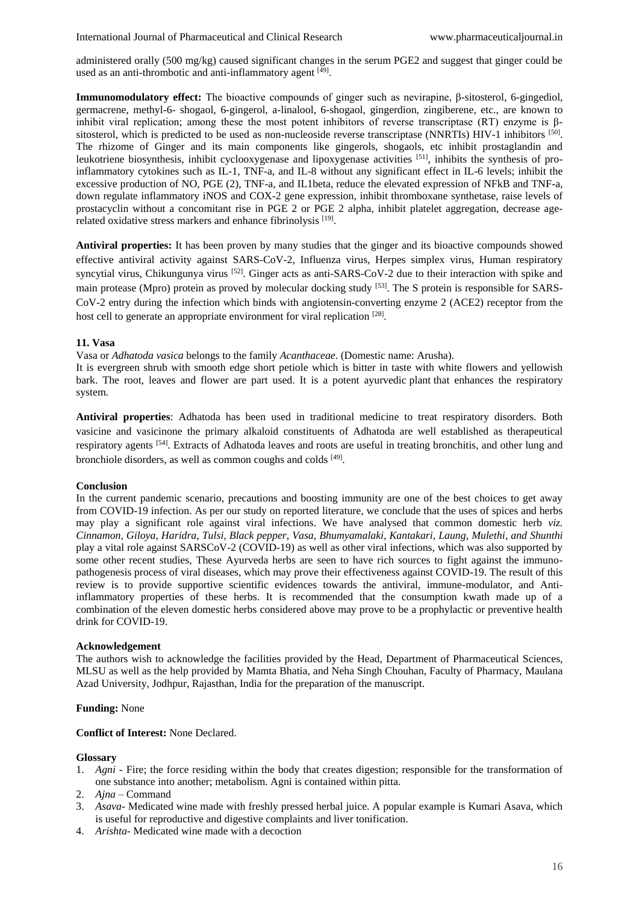administered orally (500 mg/kg) caused significant changes in the serum PGE2 and suggest that ginger could be used as an anti-thrombotic and anti-inflammatory agent [49].

**Immunomodulatory effect:** The bioactive compounds of ginger such as nevirapine, β-sitosterol, 6-gingediol, germacrene, methyl-6- shogaol, 6-gingerol, a-linalool, 6-shogaol, gingerdion, zingiberene, etc., are known to inhibit viral replication; among these the most potent inhibitors of reverse transcriptase (RT) enzyme is β-sitosterol, which is predicted to be used as non-nucleoside reverse transcriptase (NNRTIs) HIV-1 inhibitors [50]. The rhizome of Ginger and its main components like gingerols, shogaols, etc inhibit prostaglandin and leukotriene biosynthesis, inhibit cyclooxygenase and lipoxygenase activities [51], inhibits the synthesis of pro-inflammatory cytokines such as IL-1, TNF-a, and IL-8 without any significant effect in IL-6 levels; inhibit the excessive production of NO, PGE (2), TNF-a, and IL1beta, reduce the elevated expression of NFkB and TNF-a, down regulate inflammatory iNOS and COX-2 gene expression, inhibit thromboxane synthetase, raise levels of prostacyclin without a concomitant rise in PGE 2 or PGE 2 alpha, inhibit platelet aggregation, decrease age-related oxidative stress markers and enhance fibrinolysis [19].

**Antiviral properties:** It has been proven by many studies that the ginger and its bioactive compounds showed effective antiviral activity against SARS-CoV-2, Influenza virus, Herpes simplex virus, Human respiratory syncytial virus, Chikungunya virus [52]. Ginger acts as anti-SARS-CoV-2 due to their interaction with spike and main protease (Mpro) protein as proved by molecular docking study [53]. The S protein is responsible for SARS-CoV-2 entry during the infection which binds with angiotensin-converting enzyme 2 (ACE2) receptor from the host cell to generate an appropriate environment for viral replication [28].

### 11. Vasa

Vasa or *Adhatoda vasica* belongs to the family *Acanthaceae*. (Domestic name: Arusha).

It is evergreen shrub with smooth edge short petiole which is bitter in taste with white flowers and yellowish bark. The root, leaves and flower are part used. It is a potent ayurvedic plant that enhances the respiratory system.

**Antiviral properties**: Adhatoda has been used in traditional medicine to treat respiratory disorders. Both vasicine and vasicinone the primary alkaloid constituents of Adhatoda are well established as therapeutical respiratory agents [54]. Extracts of Adhatoda leaves and roots are useful in treating bronchitis, and other lung and bronchiole disorders, as well as common coughs and colds [49].

## Conclusion

In the current pandemic scenario, precautions and boosting immunity are one of the best choices to get away from COVID-19 infection. As per our study on reported literature, we conclude that the uses of spices and herbs may play a significant role against viral infections. We have analysed that common domestic herb *viz. Cinnamon, Giloya, Haridra, Tulsi, Black pepper, Vasa, Bhumyamalaki, Kantakari, Laung, Mulethi, and Shunthi* play a vital role against SARSCoV-2 (COVID-19) as well as other viral infections, which was also supported by some other recent studies, These Ayurveda herbs are seen to have rich sources to fight against the immuno-pathogenesis process of viral diseases, which may prove their effectiveness against COVID-19. The result of this review is to provide supportive scientific evidences towards the antiviral, immune-modulator, and Anti-inflammatory properties of these herbs. It is recommended that the consumption kwath made up of a combination of the eleven domestic herbs considered above may prove to be a prophylactic or preventive health drink for COVID-19.

## Acknowledgement

The authors wish to acknowledge the facilities provided by the Head, Department of Pharmaceutical Sciences, MLSU as well as the help provided by Mamta Bhatia, and Neha Singh Chouhan, Faculty of Pharmacy, Maulana Azad University, Jodhpur, Rajasthan, India for the preparation of the manuscript.

**Funding:** None

**Conflict of Interest:** None Declared.

## Glossary

1. *Agni* - Fire; the force residing within the body that creates digestion; responsible for the transformation of one substance into another; metabolism. Agni is contained within pitta.
2. *Ajna* – Command
3. *Asava*- Medicated wine made with freshly pressed herbal juice. A popular example is Kumari Asava, which is useful for reproductive and digestive complaints and liver tonification.
4. *Arishta*- Medicated wine made with a decoction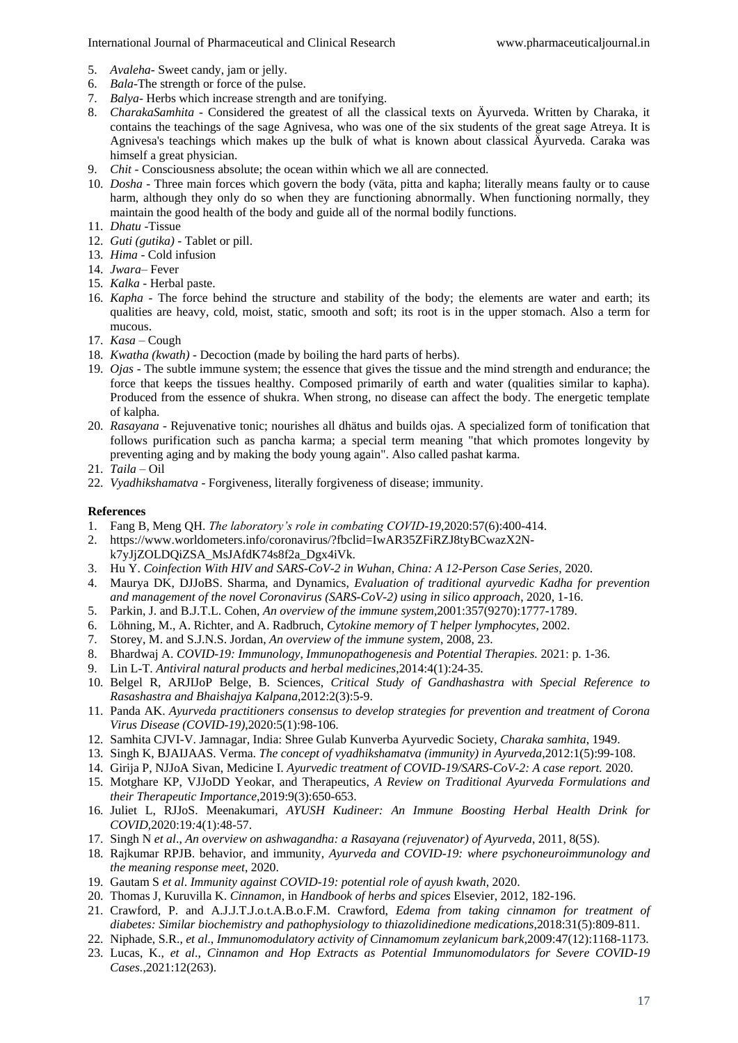5. *Avaleha*- Sweet candy, jam or jelly.
6. *Bala*-The strength or force of the pulse.
7. *Balya*- Herbs which increase strength and are tonifying.
8. *CharakaSamhita* - Considered the greatest of all the classical texts on Äyurveda. Written by Charaka, it contains the teachings of the sage Agnivesa, who was one of the six students of the great sage Atreya. It is Agnivesa's teachings which makes up the bulk of what is known about classical Äyurveda. Caraka was himself a great physician.
9. *Chit* - Consciousness absolute; the ocean within which we all are connected.
10. *Dosha* - Three main forces which govern the body (väta, pitta and kapha; literally means faulty or to cause harm, although they only do so when they are functioning abnormally. When functioning normally, they maintain the good health of the body and guide all of the normal bodily functions.
11. *Dhatu* -Tissue
12. *Guti (gutika)* - Tablet or pill.
13. *Hima* - Cold infusion
14. *Jwara*– Fever
15. *Kalka* - Herbal paste.
16. *Kapha* - The force behind the structure and stability of the body; the elements are water and earth; its qualities are heavy, cold, moist, static, smooth and soft; its root is in the upper stomach. Also a term for mucous.
17. *Kasa* – Cough
18. *Kwatha (kwath)* - Decoction (made by boiling the hard parts of herbs).
19. *Ojas* - The subtle immune system; the essence that gives the tissue and the mind strength and endurance; the force that keeps the tissues healthy. Composed primarily of earth and water (qualities similar to kapha). Produced from the essence of shukra. When strong, no disease can affect the body. The energetic template of kalpha.
20. *Rasayana* - Rejuvenative tonic; nourishes all dhätus and builds ojas. A specialized form of tonification that follows purification such as pancha karma; a special term meaning "that which promotes longevity by preventing aging and by making the body young again". Also called pashat karma.
21. *Taila* – Oil
22. *Vyadhikshamatva* - Forgiveness, literally forgiveness of disease; immunity.

## References

1. Fang B, Meng QH. *The laboratory's role in combating COVID-19*,2020:57(6):400-414.
2. https://www.worldometers.info/coronavirus/?fbclid=IwAR35ZFiRZJ8tyBCwazX2N-k7yJjZOLDQiZSA_MsJAfdK74s8f2a_Dgx4iVk.
3. Hu Y. *Coinfection With HIV and SARS-CoV-2 in Wuhan, China: A 12-Person Case Series*, 2020.
4. Maurya DK, DJJoBS. Sharma, and Dynamics, *Evaluation of traditional ayurvedic Kadha for prevention and management of the novel Coronavirus (SARS-CoV-2) using in silico approach*, 2020, 1-16.
5. Parkin, J. and B.J.T.L. Cohen, *An overview of the immune system*,2001:357(9270):1777-1789.
6. Löhning, M., A. Richter, and A. Radbruch, *Cytokine memory of T helper lymphocytes*, 2002.
7. Storey, M. and S.J.N.S. Jordan, *An overview of the immune system*, 2008, 23.
8. Bhardwaj A. *COVID-19: Immunology, Immunopathogenesis and Potential Therapies.* 2021: p. 1-36.
9. Lin L-T. *Antiviral natural products and herbal medicines*,2014:4(1):24-35.
10. Belgel R, ARJIJoP Belge, B. Sciences, *Critical Study of Gandhashastra with Special Reference to Rasashastra and Bhaishajya Kalpana*,2012:2(3):5-9.
11. Panda AK. *Ayurveda practitioners consensus to develop strategies for prevention and treatment of Corona Virus Disease (COVID-19)*,2020:5(1):98-106.
12. Samhita CJVI-V. Jamnagar, India: Shree Gulab Kunverba Ayurvedic Society, *Charaka samhita*, 1949.
13. Singh K, BJAIJAAS. Verma. *The concept of vyadhikshamatva (immunity) in Ayurveda*,2012:1(5):99-108.
14. Girija P, NJJoA Sivan, Medicine I. *Ayurvedic treatment of COVID-19/SARS-CoV-2: A case report.* 2020.
15. Motghare KP, VJJoDD Yeokar, and Therapeutics, *A Review on Traditional Ayurveda Formulations and their Therapeutic Importance*,2019:9(3):650-653.
16. Juliet L, RJJoS. Meenakumari, *AYUSH Kudineer: An Immune Boosting Herbal Health Drink for COVID*,2020:19:4(1):48-57.
17. Singh N *et al*., *An overview on ashwagandha: a Rasayana (rejuvenator) of Ayurveda*, 2011, 8(5S).
18. Rajkumar RPJB. behavior, and immunity, *Ayurveda and COVID-19: where psychoneuroimmunology and the meaning response meet*, 2020.
19. Gautam S *et al*. *Immunity against COVID-19: potential role of ayush kwath*, 2020.
20. Thomas J, Kuruvilla K. *Cinnamon*, in *Handbook of herbs and spices* Elsevier, 2012, 182-196.
21. Crawford, P. and A.J.J.T.J.o.t.A.B.o.F.M. Crawford, *Edema from taking cinnamon for treatment of diabetes: Similar biochemistry and pathophysiology to thiazolidinedione medications*,2018:31(5):809-811.
22. Niphade, S.R., *et al*., *Immunomodulatory activity of Cinnamomum zeylanicum bark*,2009:47(12):1168-1173.
23. Lucas, K., *et al*., *Cinnamon and Hop Extracts as Potential Immunomodulators for Severe COVID-19 Cases.*,2021:12(263).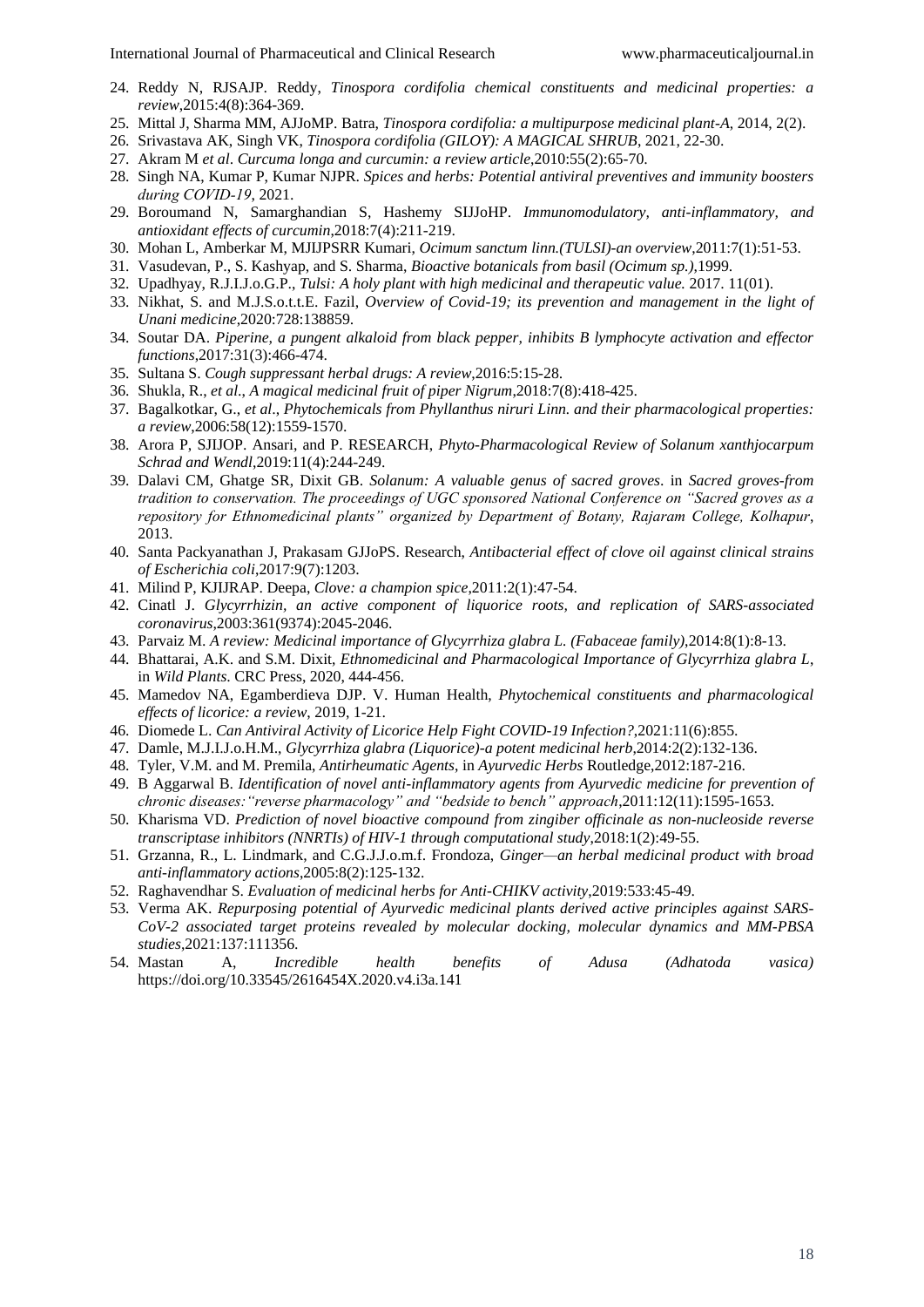24. Reddy N, RJSAJP. Reddy, *Tinospora cordifolia chemical constituents and medicinal properties: a review*,2015:4(8):364-369.
25. Mittal J, Sharma MM, AJJoMP. Batra, *Tinospora cordifolia: a multipurpose medicinal plant-A*, 2014, 2(2).
26. Srivastava AK, Singh VK, *Tinospora cordifolia (GILOY): A MAGICAL SHRUB*, 2021, 22-30.
27. Akram M *et al*. *Curcuma longa and curcumin: a review article*,2010:55(2):65-70.
28. Singh NA, Kumar P, Kumar NJPR. *Spices and herbs: Potential antiviral preventives and immunity boosters during COVID-19*, 2021.
29. Boroumand N, Samarghandian S, Hashemy SIJJoHP. *Immunomodulatory, anti-inflammatory, and antioxidant effects of curcumin*,2018:7(4):211-219.
30. Mohan L, Amberkar M, MJIJPSRR Kumari, *Ocimum sanctum linn.(TULSI)-an overview*,2011:7(1):51-53.
31. Vasudevan, P., S. Kashyap, and S. Sharma, *Bioactive botanicals from basil (Ocimum sp.)*,1999.
32. Upadhyay, R.J.I.J.o.G.P., *Tulsi: A holy plant with high medicinal and therapeutic value.* 2017. 11(01).
33. Nikhat, S. and M.J.S.o.t.t.E. Fazil, *Overview of Covid-19; its prevention and management in the light of Unani medicine*,2020:728:138859.
34. Soutar DA. *Piperine, a pungent alkaloid from black pepper, inhibits B lymphocyte activation and effector functions*,2017:31(3):466-474.
35. Sultana S. *Cough suppressant herbal drugs: A review*,2016:5:15-28.
36. Shukla, R., *et al*., *A magical medicinal fruit of piper Nigrum*,2018:7(8):418-425.
37. Bagalkotkar, G., *et al*., *Phytochemicals from Phyllanthus niruri Linn. and their pharmacological properties: a review*,2006:58(12):1559-1570.
38. Arora P, SJIJOP. Ansari, and P. RESEARCH, *Phyto-Pharmacological Review of Solanum xanthjocarpum Schrad and Wendl*,2019:11(4):244-249.
39. Dalavi CM, Ghatge SR, Dixit GB. *Solanum: A valuable genus of sacred groves*. in *Sacred groves-from tradition to conservation. The proceedings of UGC sponsored National Conference on "Sacred groves as a repository for Ethnomedicinal plants" organized by Department of Botany, Rajaram College, Kolhapur*, 2013.
40. Santa Packyanathan J, Prakasam GJJoPS. Research, *Antibacterial effect of clove oil against clinical strains of Escherichia coli*,2017:9(7):1203.
41. Milind P, KJIJRAP. Deepa, *Clove: a champion spice*,2011:2(1):47-54.
42. Cinatl J. *Glycyrrhizin, an active component of liquorice roots, and replication of SARS-associated coronavirus*,2003:361(9374):2045-2046.
43. Parvaiz M. *A review: Medicinal importance of Glycyrrhiza glabra L. (Fabaceae family)*,2014:8(1):8-13.
44. Bhattarai, A.K. and S.M. Dixit, *Ethnomedicinal and Pharmacological Importance of Glycyrrhiza glabra L*, in *Wild Plants*. CRC Press, 2020, 444-456.
45. Mamedov NA, Egamberdieva DJP. V. Human Health, *Phytochemical constituents and pharmacological effects of licorice: a review*, 2019, 1-21.
46. Diomede L. *Can Antiviral Activity of Licorice Help Fight COVID-19 Infection?*,2021:11(6):855.
47. Damle, M.J.I.J.o.H.M., *Glycyrrhiza glabra (Liquorice)-a potent medicinal herb*,2014:2(2):132-136.
48. Tyler, V.M. and M. Premila, *Antirheumatic Agents*, in *Ayurvedic Herbs* Routledge,2012:187-216.
49. B Aggarwal B. *Identification of novel anti-inflammatory agents from Ayurvedic medicine for prevention of chronic diseases:"reverse pharmacology" and "bedside to bench" approach*,2011:12(11):1595-1653.
50. Kharisma VD. *Prediction of novel bioactive compound from zingiber officinale as non-nucleoside reverse transcriptase inhibitors (NNRTIs) of HIV-1 through computational study*,2018:1(2):49-55.
51. Grzanna, R., L. Lindmark, and C.G.J.J.o.m.f. Frondoza, *Ginger—an herbal medicinal product with broad anti-inflammatory actions*,2005:8(2):125-132.
52. Raghavendhar S. *Evaluation of medicinal herbs for Anti-CHIKV activity*,2019:533:45-49.
53. Verma AK. *Repurposing potential of Ayurvedic medicinal plants derived active principles against SARS-CoV-2 associated target proteins revealed by molecular docking, molecular dynamics and MM-PBSA studies*,2021:137:111356.
54. Mastan A, *Incredible health benefits of Adusa (Adhatoda vasica)* https://doi.org/10.33545/2616454X.2020.v4.i3a.141